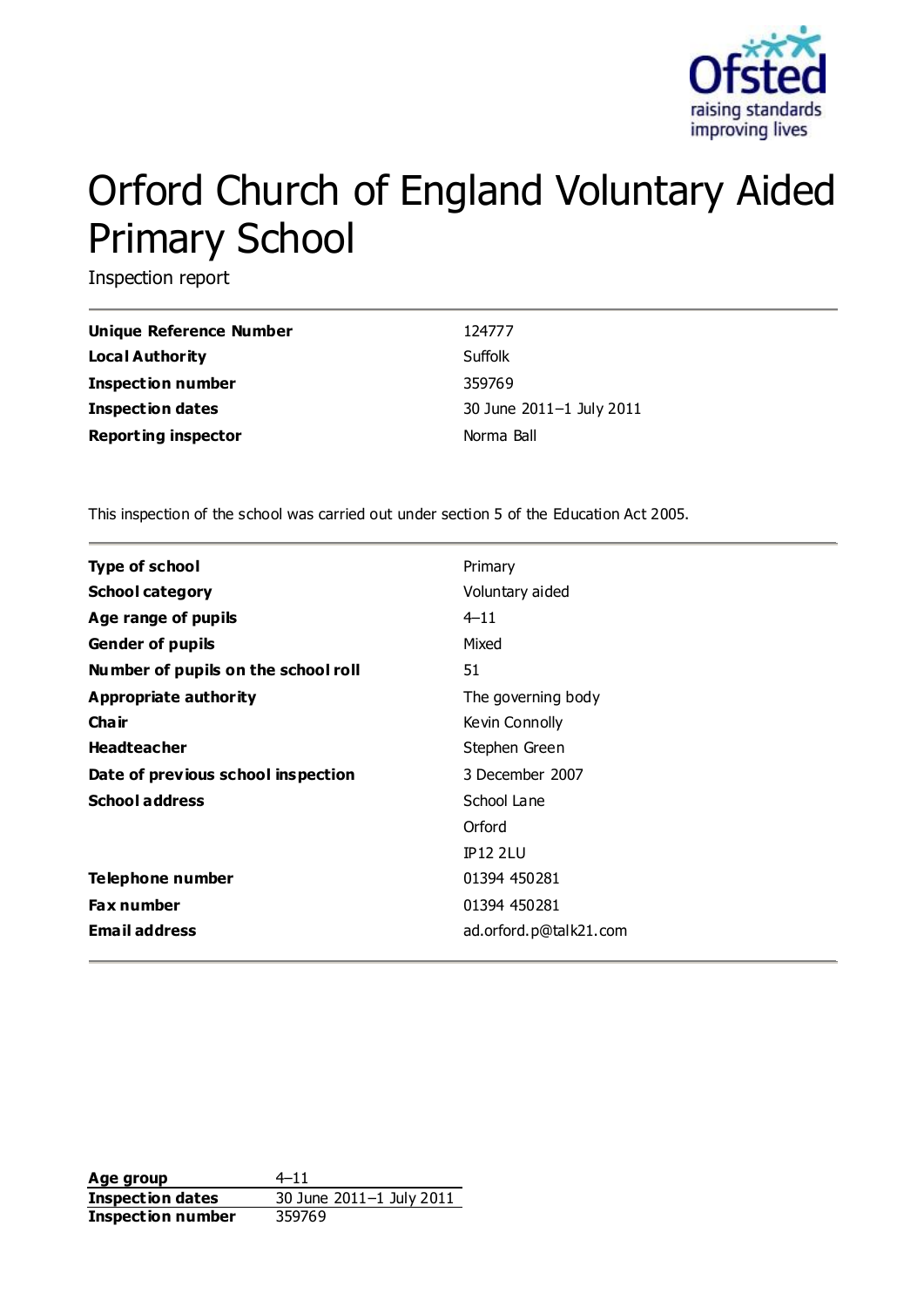# Orford Church of England Voluntary Aided Primary School

Inspection report

| | |
|---|---|
| **Unique Reference Number** | 124777 |
| **Local Authority** | Suffolk |
| **Inspection number** | 359769 |
| **Inspection dates** | 30 June 2011–1 July 2011 |
| **Reporting inspector** | Norma Ball |

This inspection of the school was carried out under section 5 of the Education Act 2005.

| | |
|---|---|
| **Type of school** | Primary |
| **School category** | Voluntary aided |
| **Age range of pupils** | 4–11 |
| **Gender of pupils** | Mixed |
| **Number of pupils on the school roll** | 51 |
| **Appropriate authority** | The governing body |
| **Chair** | Kevin Connolly |
| **Headteacher** | Stephen Green |
| **Date of previous school inspection** | 3 December 2007 |
| **School address** | School Lane<br>Orford<br>IP12 2LU |
| **Telephone number** | 01394 450281 |
| **Fax number** | 01394 450281 |
| **Email address** | ad.orford.p@talk21.com |

| | |
|---|---|
| **Age group** | 4–11 |
| **Inspection dates** | 30 June 2011–1 July 2011 |
| **Inspection number** | 359769 |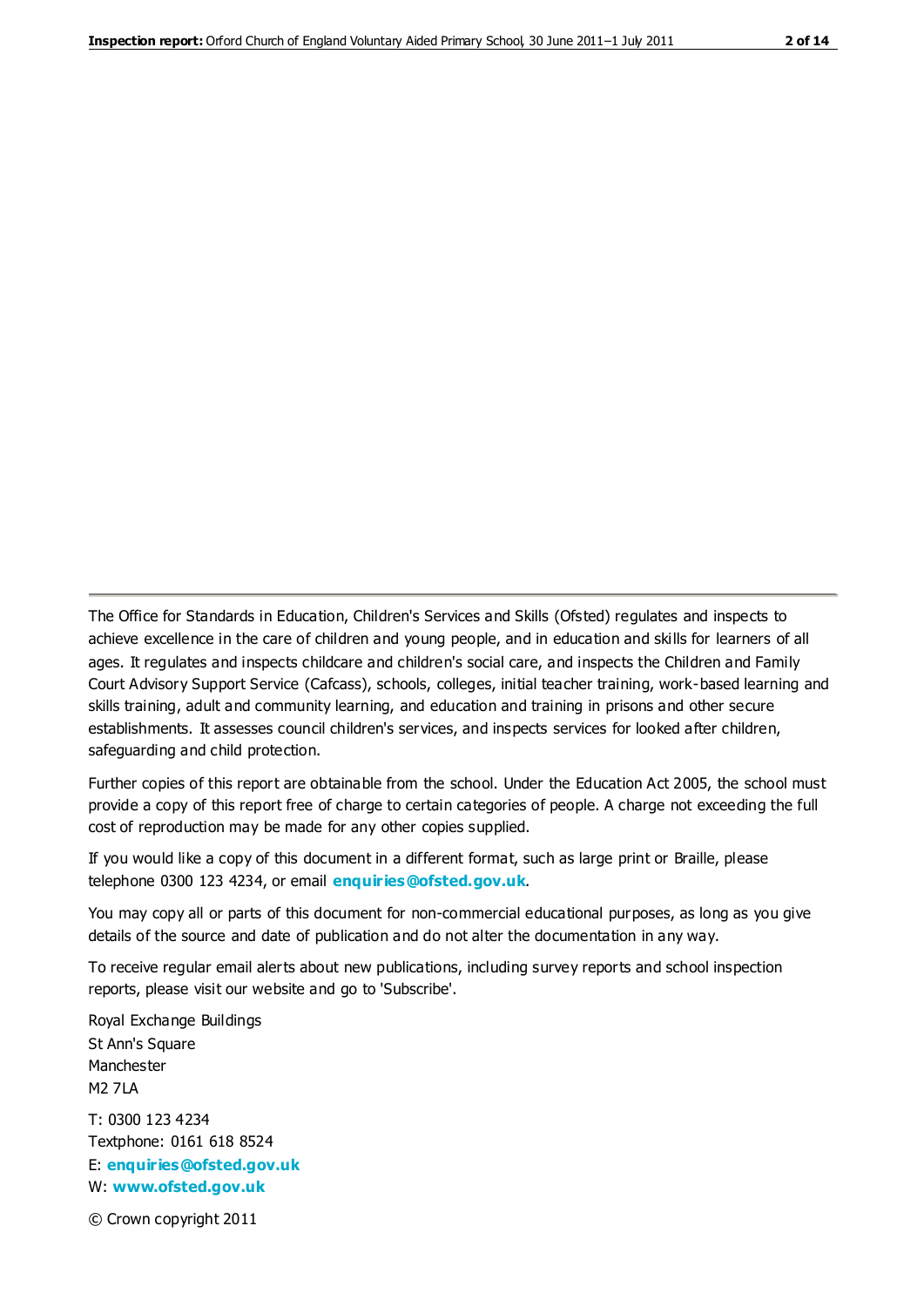The Office for Standards in Education, Children's Services and Skills (Ofsted) regulates and inspects to achieve excellence in the care of children and young people, and in education and skills for learners of all ages. It regulates and inspects childcare and children's social care, and inspects the Children and Family Court Advisory Support Service (Cafcass), schools, colleges, initial teacher training, work-based learning and skills training, adult and community learning, and education and training in prisons and other secure establishments. It assesses council children's services, and inspects services for looked after children, safeguarding and child protection.

Further copies of this report are obtainable from the school. Under the Education Act 2005, the school must provide a copy of this report free of charge to certain categories of people. A charge not exceeding the full cost of reproduction may be made for any other copies supplied.

If you would like a copy of this document in a different format, such as large print or Braille, please telephone 0300 123 4234, or email **enquiries@ofsted.gov.uk**.

You may copy all or parts of this document for non-commercial educational purposes, as long as you give details of the source and date of publication and do not alter the documentation in any way.

To receive regular email alerts about new publications, including survey reports and school inspection reports, please visit our website and go to 'Subscribe'.

Royal Exchange Buildings
St Ann's Square
Manchester
M2 7LA

T: 0300 123 4234
Textphone: 0161 618 8524
E: **enquiries@ofsted.gov.uk**
W: **www.ofsted.gov.uk**

© Crown copyright 2011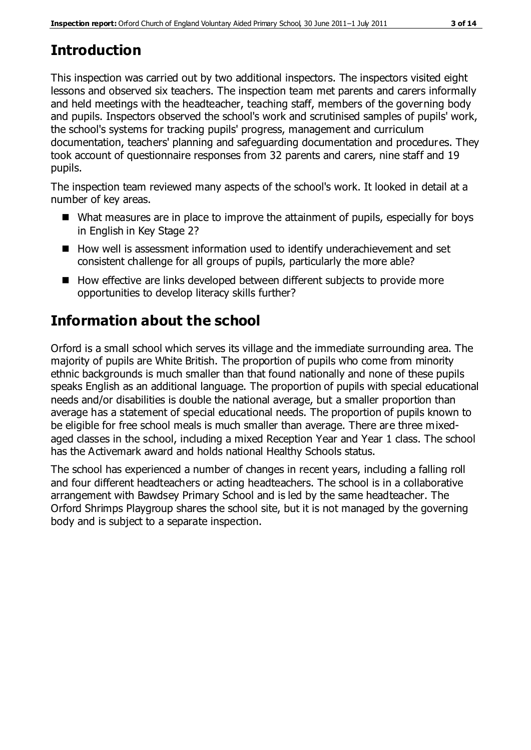# Introduction

This inspection was carried out by two additional inspectors. The inspectors visited eight lessons and observed six teachers. The inspection team met parents and carers informally and held meetings with the headteacher, teaching staff, members of the governing body and pupils. Inspectors observed the school's work and scrutinised samples of pupils' work, the school's systems for tracking pupils' progress, management and curriculum documentation, teachers' planning and safeguarding documentation and procedures. They took account of questionnaire responses from 32 parents and carers, nine staff and 19 pupils.

The inspection team reviewed many aspects of the school's work. It looked in detail at a number of key areas.

- What measures are in place to improve the attainment of pupils, especially for boys in English in Key Stage 2?
- How well is assessment information used to identify underachievement and set consistent challenge for all groups of pupils, particularly the more able?
- How effective are links developed between different subjects to provide more opportunities to develop literacy skills further?

# Information about the school

Orford is a small school which serves its village and the immediate surrounding area. The majority of pupils are White British. The proportion of pupils who come from minority ethnic backgrounds is much smaller than that found nationally and none of these pupils speaks English as an additional language. The proportion of pupils with special educational needs and/or disabilities is double the national average, but a smaller proportion than average has a statement of special educational needs. The proportion of pupils known to be eligible for free school meals is much smaller than average. There are three mixed-aged classes in the school, including a mixed Reception Year and Year 1 class. The school has the Activemark award and holds national Healthy Schools status.

The school has experienced a number of changes in recent years, including a falling roll and four different headteachers or acting headteachers. The school is in a collaborative arrangement with Bawdsey Primary School and is led by the same headteacher. The Orford Shrimps Playgroup shares the school site, but it is not managed by the governing body and is subject to a separate inspection.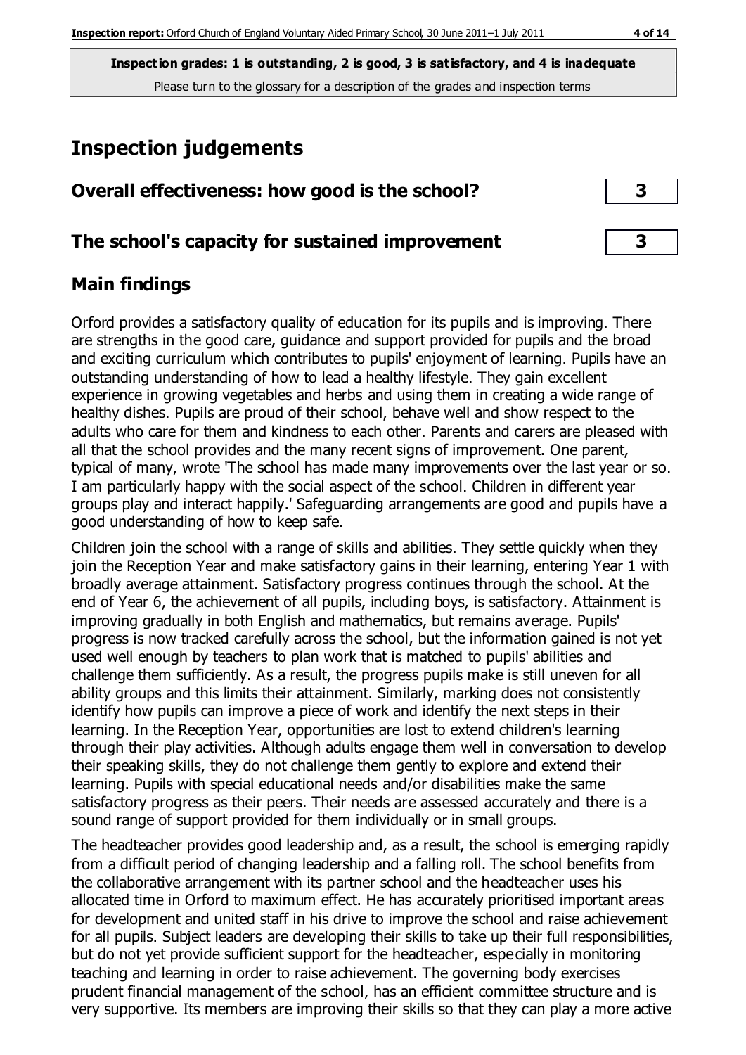**Inspection grades: 1 is outstanding, 2 is good, 3 is satisfactory, and 4 is inadequate**
Please turn to the glossary for a description of the grades and inspection terms

# Inspection judgements

| | |
|---|---|
| **Overall effectiveness: how good is the school?** | **3** |
| **The school's capacity for sustained improvement** | **3** |

## Main findings

Orford provides a satisfactory quality of education for its pupils and is improving. There are strengths in the good care, guidance and support provided for pupils and the broad and exciting curriculum which contributes to pupils' enjoyment of learning. Pupils have an outstanding understanding of how to lead a healthy lifestyle. They gain excellent experience in growing vegetables and herbs and using them in creating a wide range of healthy dishes. Pupils are proud of their school, behave well and show respect to the adults who care for them and kindness to each other. Parents and carers are pleased with all that the school provides and the many recent signs of improvement. One parent, typical of many, wrote 'The school has made many improvements over the last year or so. I am particularly happy with the social aspect of the school. Children in different year groups play and interact happily.' Safeguarding arrangements are good and pupils have a good understanding of how to keep safe.

Children join the school with a range of skills and abilities. They settle quickly when they join the Reception Year and make satisfactory gains in their learning, entering Year 1 with broadly average attainment. Satisfactory progress continues through the school. At the end of Year 6, the achievement of all pupils, including boys, is satisfactory. Attainment is improving gradually in both English and mathematics, but remains average. Pupils' progress is now tracked carefully across the school, but the information gained is not yet used well enough by teachers to plan work that is matched to pupils' abilities and challenge them sufficiently. As a result, the progress pupils make is still uneven for all ability groups and this limits their attainment. Similarly, marking does not consistently identify how pupils can improve a piece of work and identify the next steps in their learning. In the Reception Year, opportunities are lost to extend children's learning through their play activities. Although adults engage them well in conversation to develop their speaking skills, they do not challenge them gently to explore and extend their learning. Pupils with special educational needs and/or disabilities make the same satisfactory progress as their peers. Their needs are assessed accurately and there is a sound range of support provided for them individually or in small groups.

The headteacher provides good leadership and, as a result, the school is emerging rapidly from a difficult period of changing leadership and a falling roll. The school benefits from the collaborative arrangement with its partner school and the headteacher uses his allocated time in Orford to maximum effect. He has accurately prioritised important areas for development and united staff in his drive to improve the school and raise achievement for all pupils. Subject leaders are developing their skills to take up their full responsibilities, but do not yet provide sufficient support for the headteacher, especially in monitoring teaching and learning in order to raise achievement. The governing body exercises prudent financial management of the school, has an efficient committee structure and is very supportive. Its members are improving their skills so that they can play a more active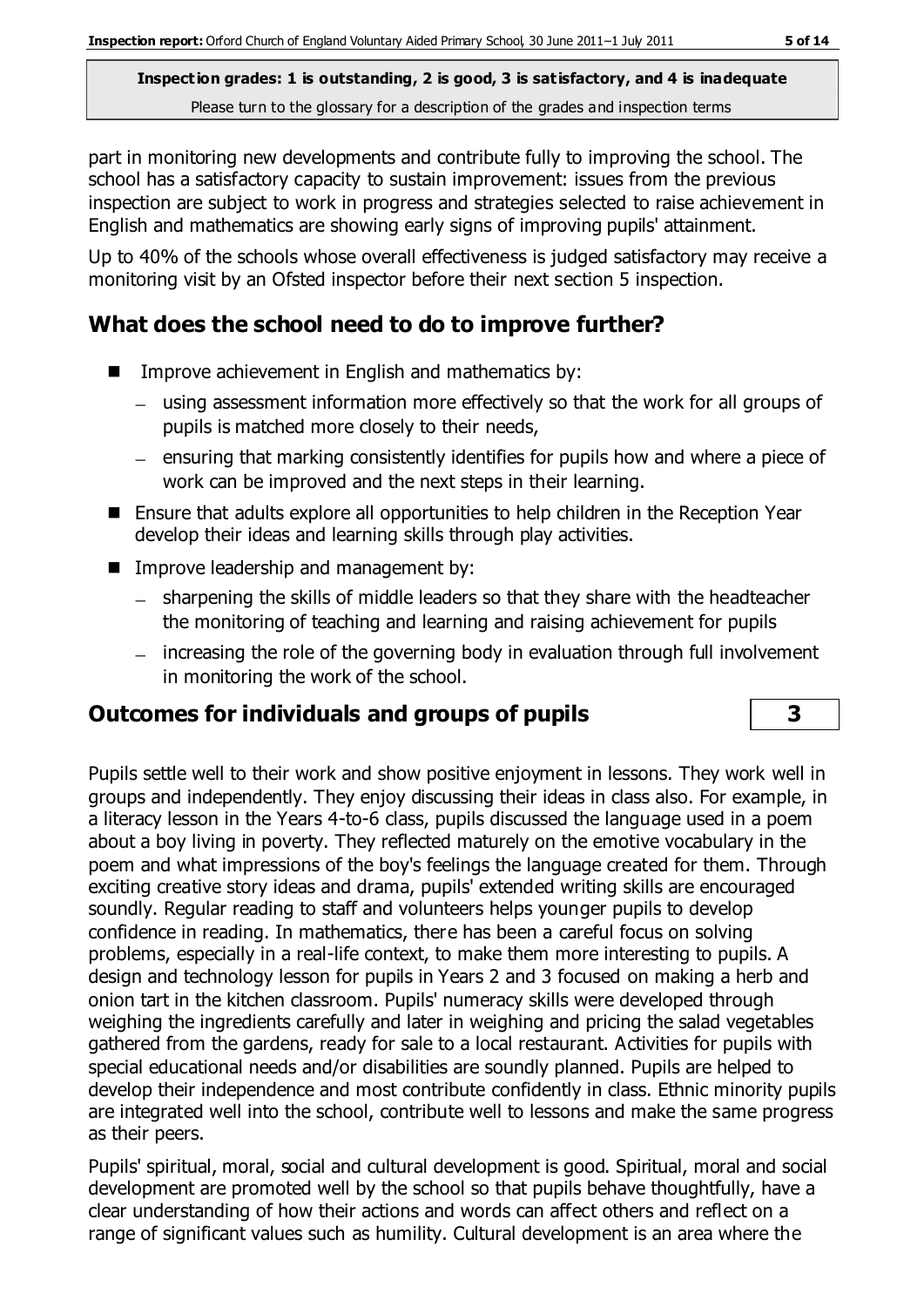part in monitoring new developments and contribute fully to improving the school. The school has a satisfactory capacity to sustain improvement: issues from the previous inspection are subject to work in progress and strategies selected to raise achievement in English and mathematics are showing early signs of improving pupils' attainment.

Up to 40% of the schools whose overall effectiveness is judged satisfactory may receive a monitoring visit by an Ofsted inspector before their next section 5 inspection.

## What does the school need to do to improve further?

- Improve achievement in English and mathematics by:
  - using assessment information more effectively so that the work for all groups of pupils is matched more closely to their needs,
  - ensuring that marking consistently identifies for pupils how and where a piece of work can be improved and the next steps in their learning.
- Ensure that adults explore all opportunities to help children in the Reception Year develop their ideas and learning skills through play activities.
- Improve leadership and management by:
  - sharpening the skills of middle leaders so that they share with the headteacher the monitoring of teaching and learning and raising achievement for pupils
  - increasing the role of the governing body in evaluation through full involvement in monitoring the work of the school.

## Outcomes for individuals and groups of pupils — 3

Pupils settle well to their work and show positive enjoyment in lessons. They work well in groups and independently. They enjoy discussing their ideas in class also. For example, in a literacy lesson in the Years 4-to-6 class, pupils discussed the language used in a poem about a boy living in poverty. They reflected maturely on the emotive vocabulary in the poem and what impressions of the boy's feelings the language created for them. Through exciting creative story ideas and drama, pupils' extended writing skills are encouraged soundly. Regular reading to staff and volunteers helps younger pupils to develop confidence in reading. In mathematics, there has been a careful focus on solving problems, especially in a real-life context, to make them more interesting to pupils. A design and technology lesson for pupils in Years 2 and 3 focused on making a herb and onion tart in the kitchen classroom. Pupils' numeracy skills were developed through weighing the ingredients carefully and later in weighing and pricing the salad vegetables gathered from the gardens, ready for sale to a local restaurant. Activities for pupils with special educational needs and/or disabilities are soundly planned. Pupils are helped to develop their independence and most contribute confidently in class. Ethnic minority pupils are integrated well into the school, contribute well to lessons and make the same progress as their peers.

Pupils' spiritual, moral, social and cultural development is good. Spiritual, moral and social development are promoted well by the school so that pupils behave thoughtfully, have a clear understanding of how their actions and words can affect others and reflect on a range of significant values such as humility. Cultural development is an area where the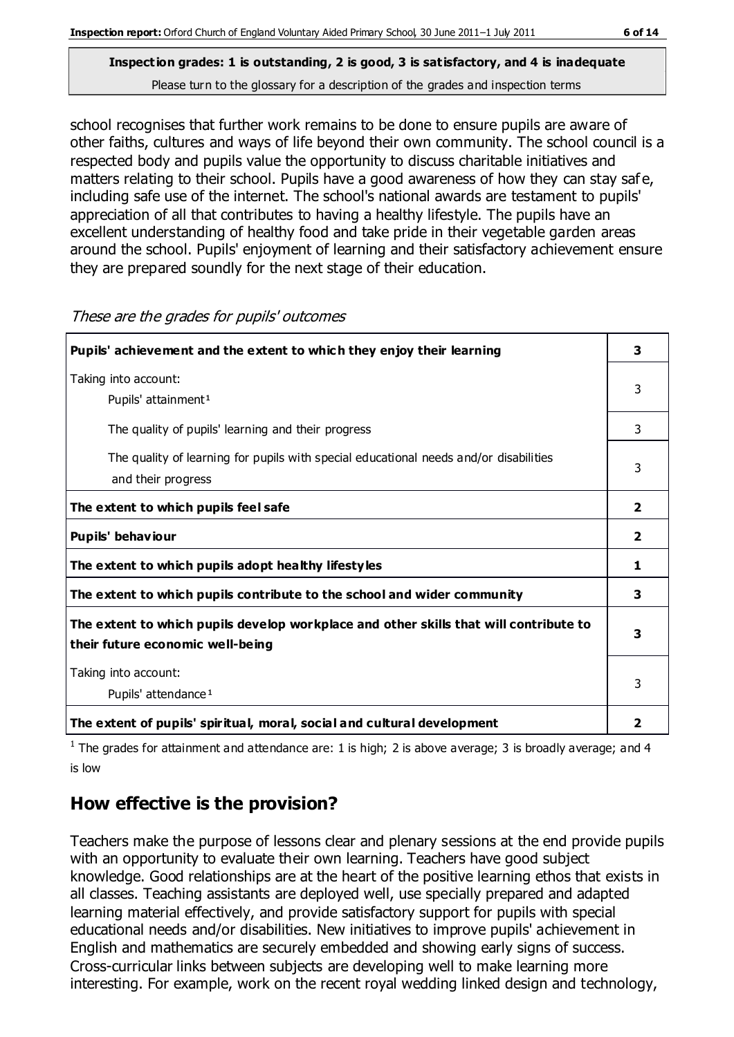**Inspection grades: 1 is outstanding, 2 is good, 3 is satisfactory, and 4 is inadequate**
Please turn to the glossary for a description of the grades and inspection terms

school recognises that further work remains to be done to ensure pupils are aware of other faiths, cultures and ways of life beyond their own community. The school council is a respected body and pupils value the opportunity to discuss charitable initiatives and matters relating to their school. Pupils have a good awareness of how they can stay safe, including safe use of the internet. The school's national awards are testament to pupils' appreciation of all that contributes to having a healthy lifestyle. The pupils have an excellent understanding of healthy food and take pride in their vegetable garden areas around the school. Pupils' enjoyment of learning and their satisfactory achievement ensure they are prepared soundly for the next stage of their education.

*These are the grades for pupils' outcomes*

| | |
|---|---|
| **Pupils' achievement and the extent to which they enjoy their learning** | **3** |
| Taking into account: Pupils' attainment[1] | 3 |
| The quality of pupils' learning and their progress | 3 |
| The quality of learning for pupils with special educational needs and/or disabilities and their progress | 3 |
| **The extent to which pupils feel safe** | **2** |
| **Pupils' behaviour** | **2** |
| **The extent to which pupils adopt healthy lifestyles** | **1** |
| **The extent to which pupils contribute to the school and wider community** | **3** |
| **The extent to which pupils develop workplace and other skills that will contribute to their future economic well-being** | **3** |
| Taking into account: Pupils' attendance[1] | 3 |
| **The extent of pupils' spiritual, moral, social and cultural development** | **2** |

[1] The grades for attainment and attendance are: 1 is high; 2 is above average; 3 is broadly average; and 4 is low

## How effective is the provision?

Teachers make the purpose of lessons clear and plenary sessions at the end provide pupils with an opportunity to evaluate their own learning. Teachers have good subject knowledge. Good relationships are at the heart of the positive learning ethos that exists in all classes. Teaching assistants are deployed well, use specially prepared and adapted learning material effectively, and provide satisfactory support for pupils with special educational needs and/or disabilities. New initiatives to improve pupils' achievement in English and mathematics are securely embedded and showing early signs of success. Cross-curricular links between subjects are developing well to make learning more interesting. For example, work on the recent royal wedding linked design and technology,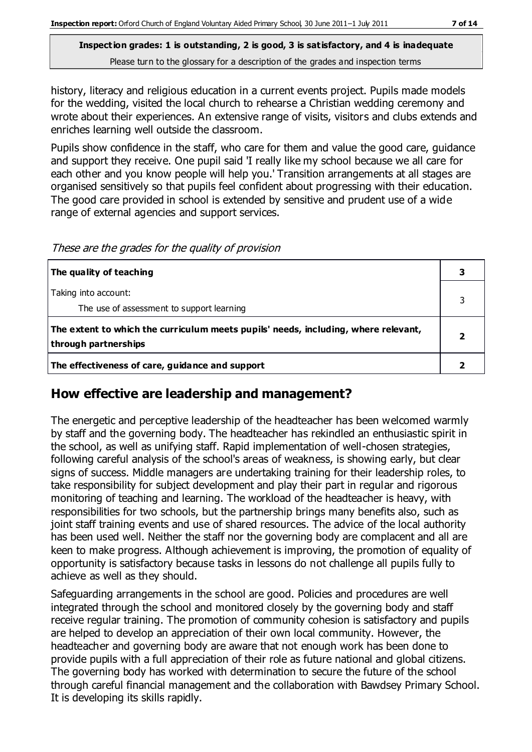history, literacy and religious education in a current events project. Pupils made models for the wedding, visited the local church to rehearse a Christian wedding ceremony and wrote about their experiences. An extensive range of visits, visitors and clubs extends and enriches learning well outside the classroom.

Pupils show confidence in the staff, who care for them and value the good care, guidance and support they receive. One pupil said 'I really like my school because we all care for each other and you know people will help you.' Transition arrangements at all stages are organised sensitively so that pupils feel confident about progressing with their education. The good care provided in school is extended by sensitive and prudent use of a wide range of external agencies and support services.

*These are the grades for the quality of provision*

| | |
|---|---|
| **The quality of teaching** | **3** |
| Taking into account:<br>The use of assessment to support learning | 3 |
| **The extent to which the curriculum meets pupils' needs, including, where relevant, through partnerships** | **2** |
| **The effectiveness of care, guidance and support** | **2** |

## How effective are leadership and management?

The energetic and perceptive leadership of the headteacher has been welcomed warmly by staff and the governing body. The headteacher has rekindled an enthusiastic spirit in the school, as well as unifying staff. Rapid implementation of well-chosen strategies, following careful analysis of the school's areas of weakness, is showing early, but clear signs of success. Middle managers are undertaking training for their leadership roles, to take responsibility for subject development and play their part in regular and rigorous monitoring of teaching and learning. The workload of the headteacher is heavy, with responsibilities for two schools, but the partnership brings many benefits also, such as joint staff training events and use of shared resources. The advice of the local authority has been used well. Neither the staff nor the governing body are complacent and all are keen to make progress. Although achievement is improving, the promotion of equality of opportunity is satisfactory because tasks in lessons do not challenge all pupils fully to achieve as well as they should.

Safeguarding arrangements in the school are good. Policies and procedures are well integrated through the school and monitored closely by the governing body and staff receive regular training. The promotion of community cohesion is satisfactory and pupils are helped to develop an appreciation of their own local community. However, the headteacher and governing body are aware that not enough work has been done to provide pupils with a full appreciation of their role as future national and global citizens. The governing body has worked with determination to secure the future of the school through careful financial management and the collaboration with Bawdsey Primary School. It is developing its skills rapidly.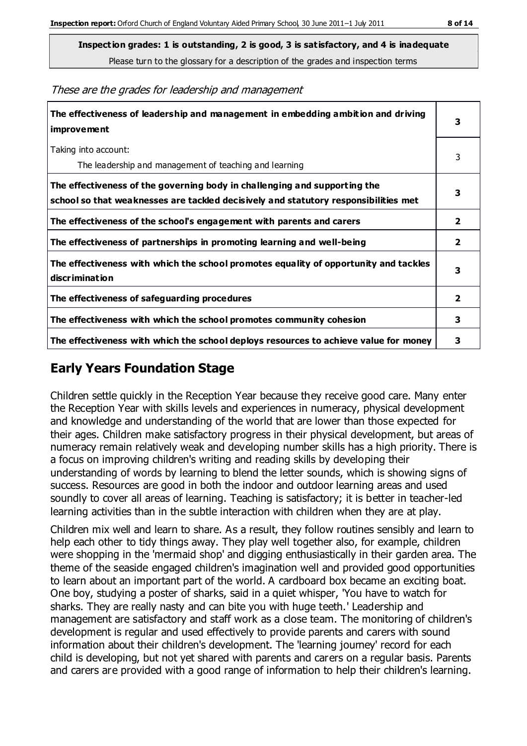**Inspection grades: 1 is outstanding, 2 is good, 3 is satisfactory, and 4 is inadequate**

Please turn to the glossary for a description of the grades and inspection terms

*These are the grades for leadership and management*

| | |
|---|---|
| **The effectiveness of leadership and management in embedding ambition and driving improvement** | **3** |
| Taking into account: The leadership and management of teaching and learning | 3 |
| **The effectiveness of the governing body in challenging and supporting the school so that weaknesses are tackled decisively and statutory responsibilities met** | **3** |
| **The effectiveness of the school's engagement with parents and carers** | **2** |
| **The effectiveness of partnerships in promoting learning and well-being** | **2** |
| **The effectiveness with which the school promotes equality of opportunity and tackles discrimination** | **3** |
| **The effectiveness of safeguarding procedures** | **2** |
| **The effectiveness with which the school promotes community cohesion** | **3** |
| **The effectiveness with which the school deploys resources to achieve value for money** | **3** |

## Early Years Foundation Stage

Children settle quickly in the Reception Year because they receive good care. Many enter the Reception Year with skills levels and experiences in numeracy, physical development and knowledge and understanding of the world that are lower than those expected for their ages. Children make satisfactory progress in their physical development, but areas of numeracy remain relatively weak and developing number skills has a high priority. There is a focus on improving children's writing and reading skills by developing their understanding of words by learning to blend the letter sounds, which is showing signs of success. Resources are good in both the indoor and outdoor learning areas and used soundly to cover all areas of learning. Teaching is satisfactory; it is better in teacher-led learning activities than in the subtle interaction with children when they are at play.

Children mix well and learn to share. As a result, they follow routines sensibly and learn to help each other to tidy things away. They play well together also, for example, children were shopping in the 'mermaid shop' and digging enthusiastically in their garden area. The theme of the seaside engaged children's imagination well and provided good opportunities to learn about an important part of the world. A cardboard box became an exciting boat. One boy, studying a poster of sharks, said in a quiet whisper, 'You have to watch for sharks. They are really nasty and can bite you with huge teeth.' Leadership and management are satisfactory and staff work as a close team. The monitoring of children's development is regular and used effectively to provide parents and carers with sound information about their children's development. The 'learning journey' record for each child is developing, but not yet shared with parents and carers on a regular basis. Parents and carers are provided with a good range of information to help their children's learning.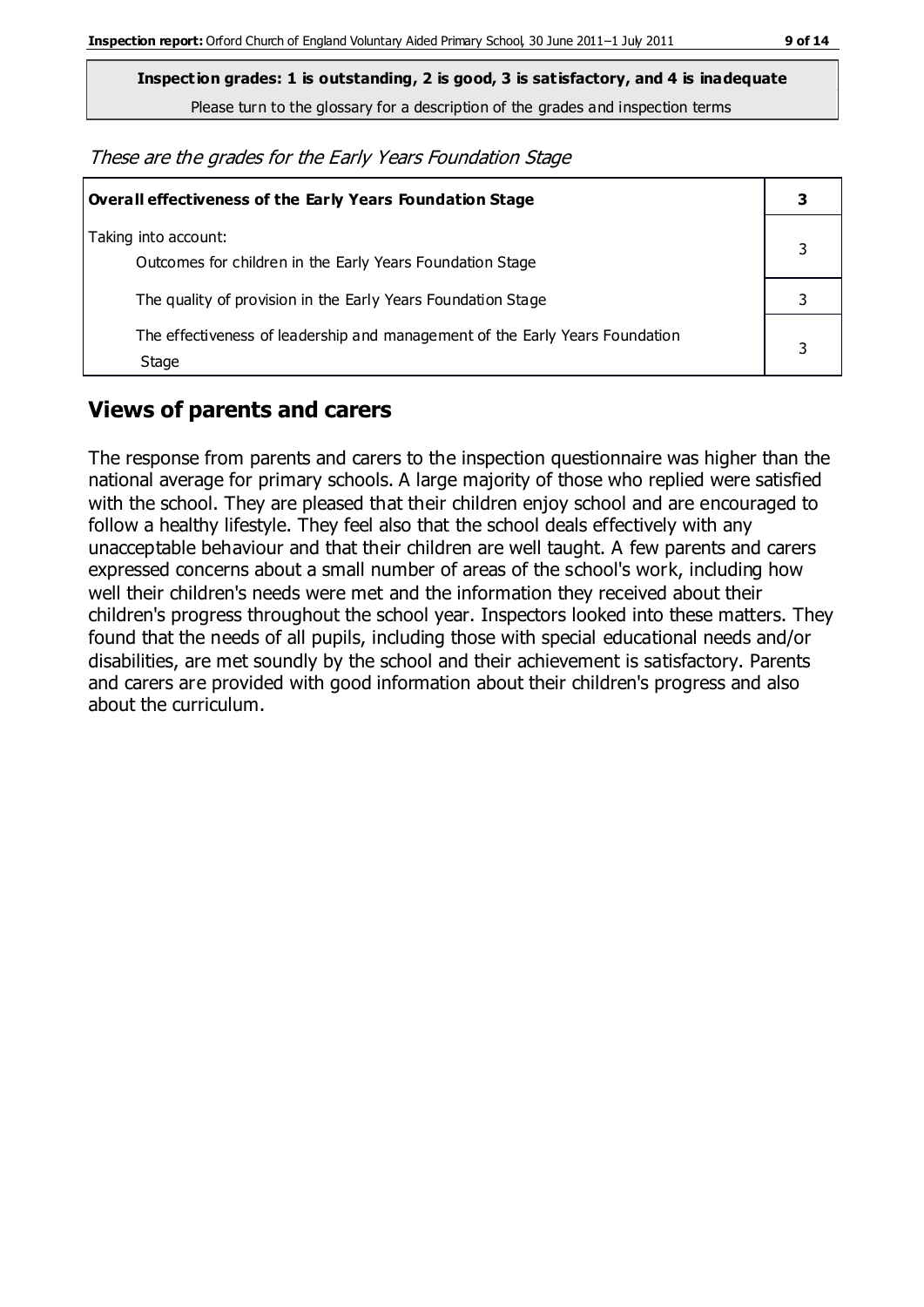**Inspection grades: 1 is outstanding, 2 is good, 3 is satisfactory, and 4 is inadequate**

Please turn to the glossary for a description of the grades and inspection terms

*These are the grades for the Early Years Foundation Stage*

| **Overall effectiveness of the Early Years Foundation Stage** | **3** |
|---|---|
| Taking into account:<br>Outcomes for children in the Early Years Foundation Stage | 3 |
| The quality of provision in the Early Years Foundation Stage | 3 |
| The effectiveness of leadership and management of the Early Years Foundation Stage | 3 |

## Views of parents and carers

The response from parents and carers to the inspection questionnaire was higher than the national average for primary schools. A large majority of those who replied were satisfied with the school. They are pleased that their children enjoy school and are encouraged to follow a healthy lifestyle. They feel also that the school deals effectively with any unacceptable behaviour and that their children are well taught. A few parents and carers expressed concerns about a small number of areas of the school's work, including how well their children's needs were met and the information they received about their children's progress throughout the school year. Inspectors looked into these matters. They found that the needs of all pupils, including those with special educational needs and/or disabilities, are met soundly by the school and their achievement is satisfactory. Parents and carers are provided with good information about their children's progress and also about the curriculum.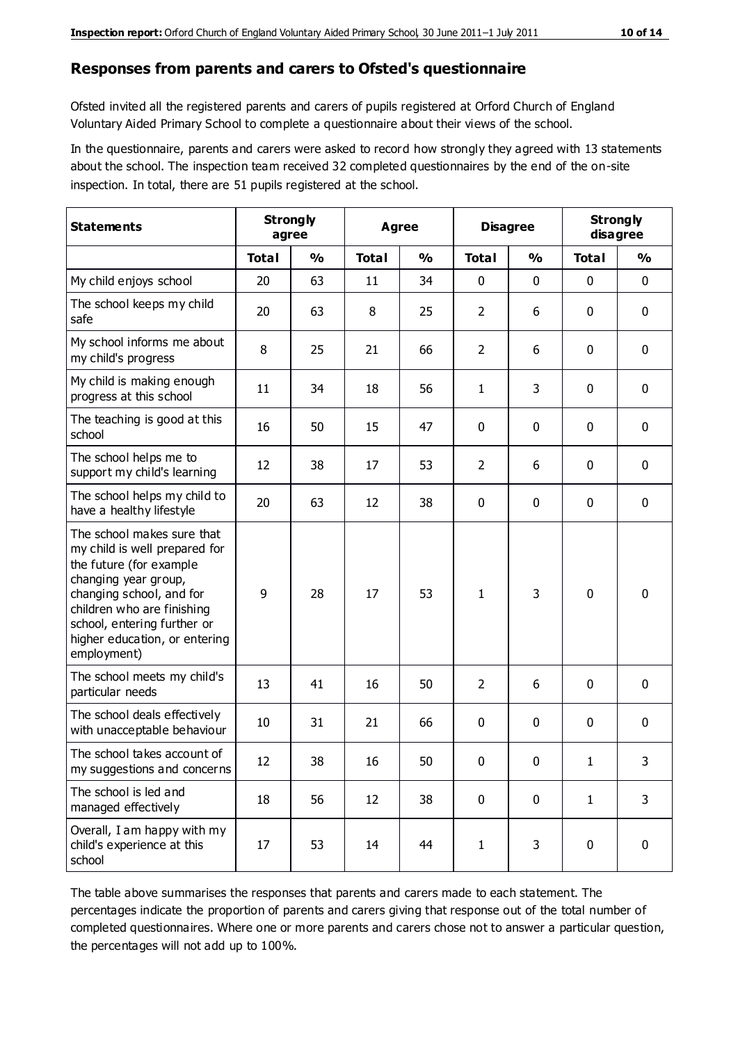## Responses from parents and carers to Ofsted's questionnaire

Ofsted invited all the registered parents and carers of pupils registered at Orford Church of England Voluntary Aided Primary School to complete a questionnaire about their views of the school.

In the questionnaire, parents and carers were asked to record how strongly they agreed with 13 statements about the school. The inspection team received 32 completed questionnaires by the end of the on-site inspection. In total, there are 51 pupils registered at the school.

| Statements | Strongly agree | | Agree | | Disagree | | Strongly disagree | |
|---|---|---|---|---|---|---|---|---|
| | Total | % | Total | % | Total | % | Total | % |
| My child enjoys school | 20 | 63 | 11 | 34 | 0 | 0 | 0 | 0 |
| The school keeps my child safe | 20 | 63 | 8 | 25 | 2 | 6 | 0 | 0 |
| My school informs me about my child's progress | 8 | 25 | 21 | 66 | 2 | 6 | 0 | 0 |
| My child is making enough progress at this school | 11 | 34 | 18 | 56 | 1 | 3 | 0 | 0 |
| The teaching is good at this school | 16 | 50 | 15 | 47 | 0 | 0 | 0 | 0 |
| The school helps me to support my child's learning | 12 | 38 | 17 | 53 | 2 | 6 | 0 | 0 |
| The school helps my child to have a healthy lifestyle | 20 | 63 | 12 | 38 | 0 | 0 | 0 | 0 |
| The school makes sure that my child is well prepared for the future (for example changing year group, changing school, and for children who are finishing school, entering further or higher education, or entering employment) | 9 | 28 | 17 | 53 | 1 | 3 | 0 | 0 |
| The school meets my child's particular needs | 13 | 41 | 16 | 50 | 2 | 6 | 0 | 0 |
| The school deals effectively with unacceptable behaviour | 10 | 31 | 21 | 66 | 0 | 0 | 0 | 0 |
| The school takes account of my suggestions and concerns | 12 | 38 | 16 | 50 | 0 | 0 | 1 | 3 |
| The school is led and managed effectively | 18 | 56 | 12 | 38 | 0 | 0 | 1 | 3 |
| Overall, I am happy with my child's experience at this school | 17 | 53 | 14 | 44 | 1 | 3 | 0 | 0 |

The table above summarises the responses that parents and carers made to each statement. The percentages indicate the proportion of parents and carers giving that response out of the total number of completed questionnaires. Where one or more parents and carers chose not to answer a particular question, the percentages will not add up to 100%.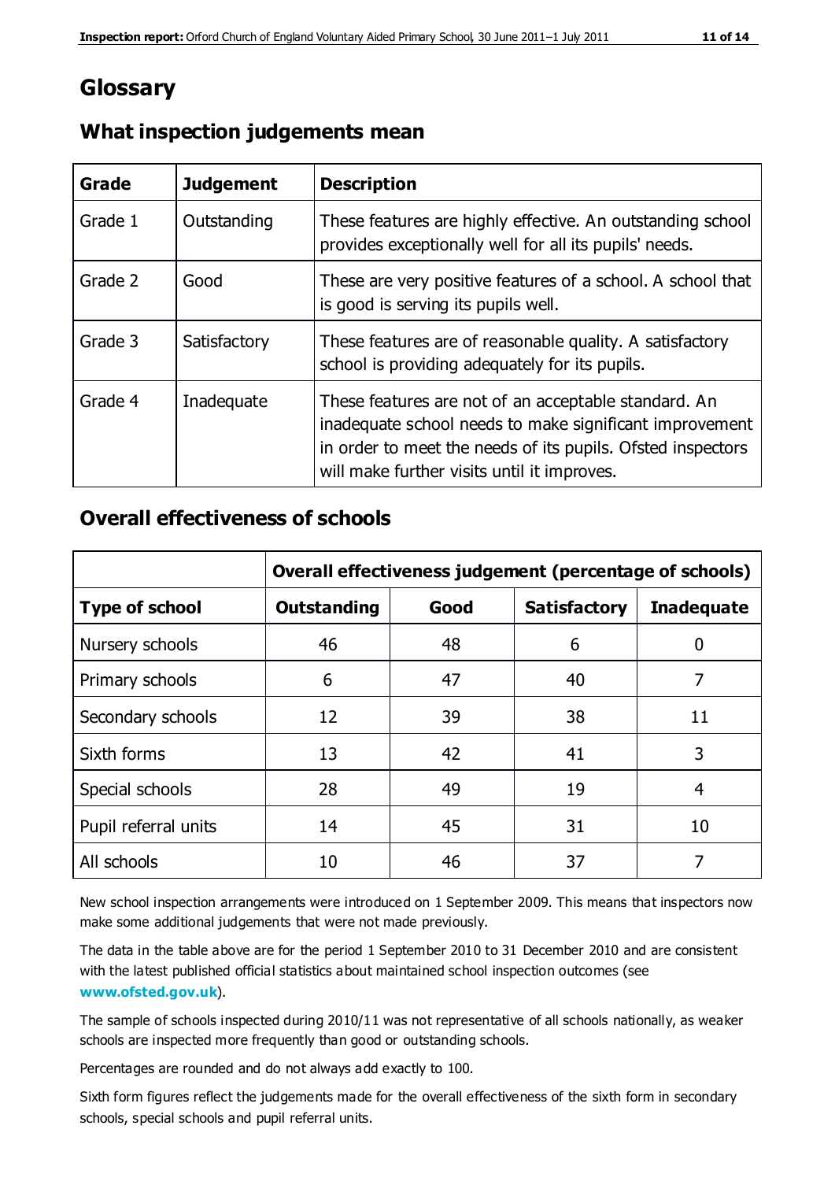# Glossary

## What inspection judgements mean

| Grade | Judgement | Description |
| --- | --- | --- |
| Grade 1 | Outstanding | These features are highly effective. An outstanding school provides exceptionally well for all its pupils' needs. |
| Grade 2 | Good | These are very positive features of a school. A school that is good is serving its pupils well. |
| Grade 3 | Satisfactory | These features are of reasonable quality. A satisfactory school is providing adequately for its pupils. |
| Grade 4 | Inadequate | These features are not of an acceptable standard. An inadequate school needs to make significant improvement in order to meet the needs of its pupils. Ofsted inspectors will make further visits until it improves. |

## Overall effectiveness of schools

| | **Overall effectiveness judgement (percentage of schools)** | | | |
| --- | --- | --- | --- | --- |
| **Type of school** | **Outstanding** | **Good** | **Satisfactory** | **Inadequate** |
| Nursery schools | 46 | 48 | 6 | 0 |
| Primary schools | 6 | 47 | 40 | 7 |
| Secondary schools | 12 | 39 | 38 | 11 |
| Sixth forms | 13 | 42 | 41 | 3 |
| Special schools | 28 | 49 | 19 | 4 |
| Pupil referral units | 14 | 45 | 31 | 10 |
| All schools | 10 | 46 | 37 | 7 |

New school inspection arrangements were introduced on 1 September 2009. This means that inspectors now make some additional judgements that were not made previously.

The data in the table above are for the period 1 September 2010 to 31 December 2010 and are consistent with the latest published official statistics about maintained school inspection outcomes (see **www.ofsted.gov.uk**).

The sample of schools inspected during 2010/11 was not representative of all schools nationally, as weaker schools are inspected more frequently than good or outstanding schools.

Percentages are rounded and do not always add exactly to 100.

Sixth form figures reflect the judgements made for the overall effectiveness of the sixth form in secondary schools, special schools and pupil referral units.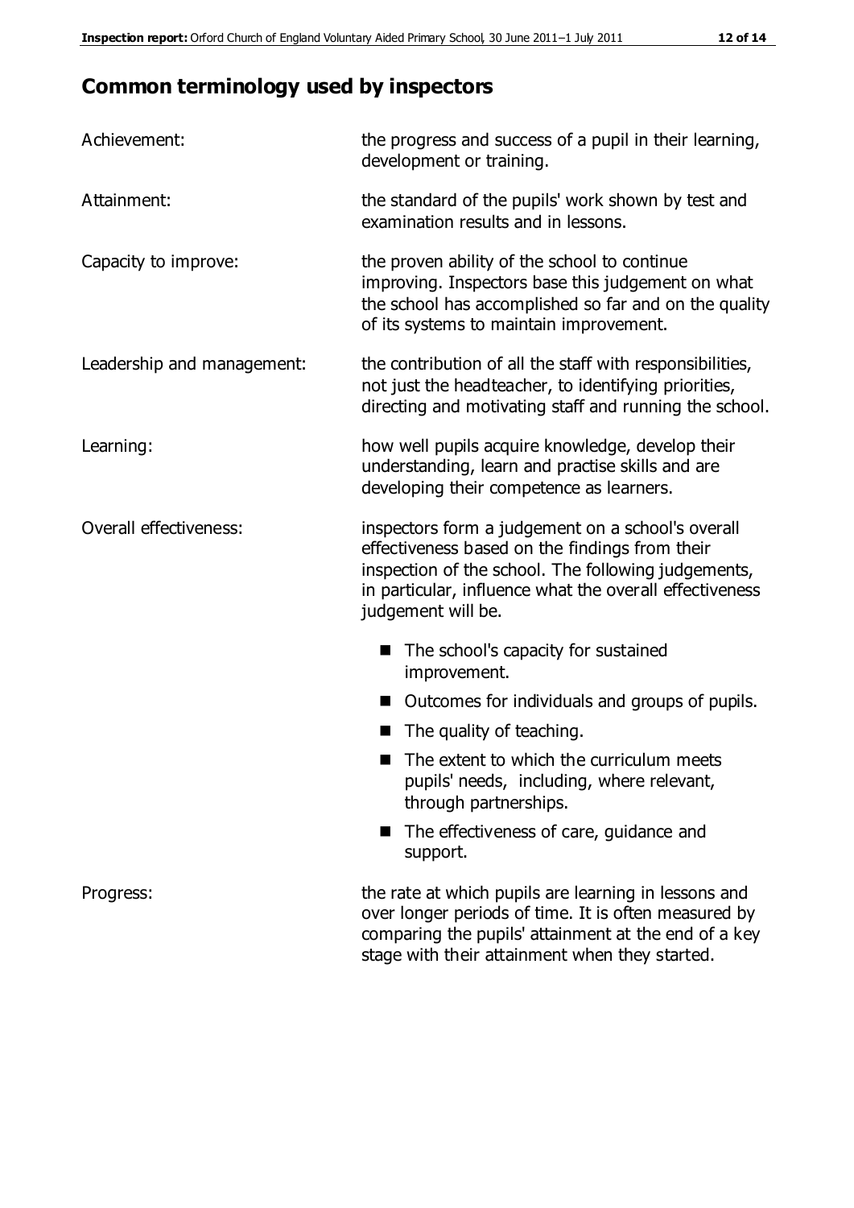## Common terminology used by inspectors

| | |
|---|---|
| Achievement: | the progress and success of a pupil in their learning, development or training. |
| Attainment: | the standard of the pupils' work shown by test and examination results and in lessons. |
| Capacity to improve: | the proven ability of the school to continue improving. Inspectors base this judgement on what the school has accomplished so far and on the quality of its systems to maintain improvement. |
| Leadership and management: | the contribution of all the staff with responsibilities, not just the headteacher, to identifying priorities, directing and motivating staff and running the school. |
| Learning: | how well pupils acquire knowledge, develop their understanding, learn and practise skills and are developing their competence as learners. |
| Overall effectiveness: | inspectors form a judgement on a school's overall effectiveness based on the findings from their inspection of the school. The following judgements, in particular, influence what the overall effectiveness judgement will be. |

- The school's capacity for sustained improvement.
- Outcomes for individuals and groups of pupils.
- The quality of teaching.
- The extent to which the curriculum meets pupils' needs, including, where relevant, through partnerships.
- The effectiveness of care, guidance and support.

| | |
|---|---|
| Progress: | the rate at which pupils are learning in lessons and over longer periods of time. It is often measured by comparing the pupils' attainment at the end of a key stage with their attainment when they started. |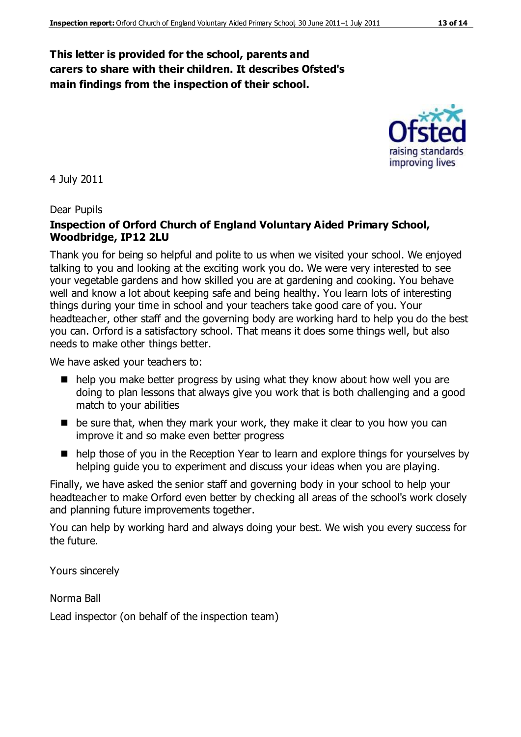**This letter is provided for the school, parents and carers to share with their children. It describes Ofsted's main findings from the inspection of their school.**

4 July 2011

Dear Pupils

**Inspection of Orford Church of England Voluntary Aided Primary School, Woodbridge, IP12 2LU**

Thank you for being so helpful and polite to us when we visited your school. We enjoyed talking to you and looking at the exciting work you do. We were very interested to see your vegetable gardens and how skilled you are at gardening and cooking. You behave well and know a lot about keeping safe and being healthy. You learn lots of interesting things during your time in school and your teachers take good care of you. Your headteacher, other staff and the governing body are working hard to help you do the best you can. Orford is a satisfactory school. That means it does some things well, but also needs to make other things better.

We have asked your teachers to:

- help you make better progress by using what they know about how well you are doing to plan lessons that always give you work that is both challenging and a good match to your abilities
- be sure that, when they mark your work, they make it clear to you how you can improve it and so make even better progress
- help those of you in the Reception Year to learn and explore things for yourselves by helping guide you to experiment and discuss your ideas when you are playing.

Finally, we have asked the senior staff and governing body in your school to help your headteacher to make Orford even better by checking all areas of the school's work closely and planning future improvements together.

You can help by working hard and always doing your best. We wish you every success for the future.

Yours sincerely

Norma Ball

Lead inspector (on behalf of the inspection team)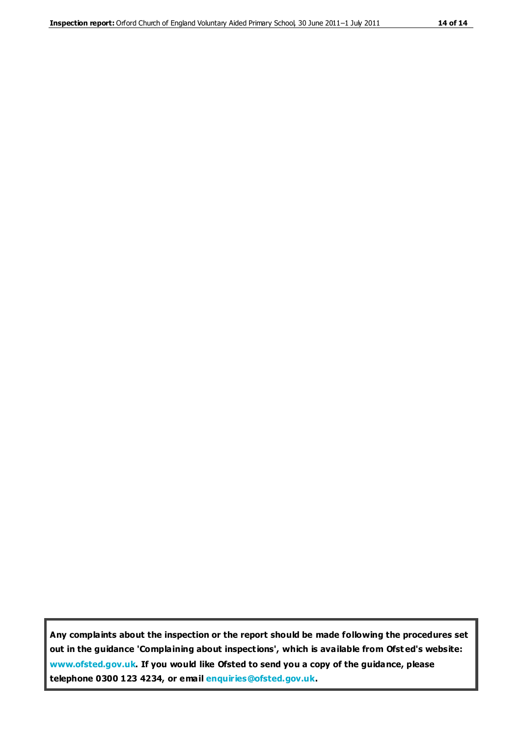**Any complaints about the inspection or the report should be made following the procedures set out in the guidance 'Complaining about inspections', which is available from Ofsted's website: www.ofsted.gov.uk. If you would like Ofsted to send you a copy of the guidance, please telephone 0300 123 4234, or email enquiries@ofsted.gov.uk.**